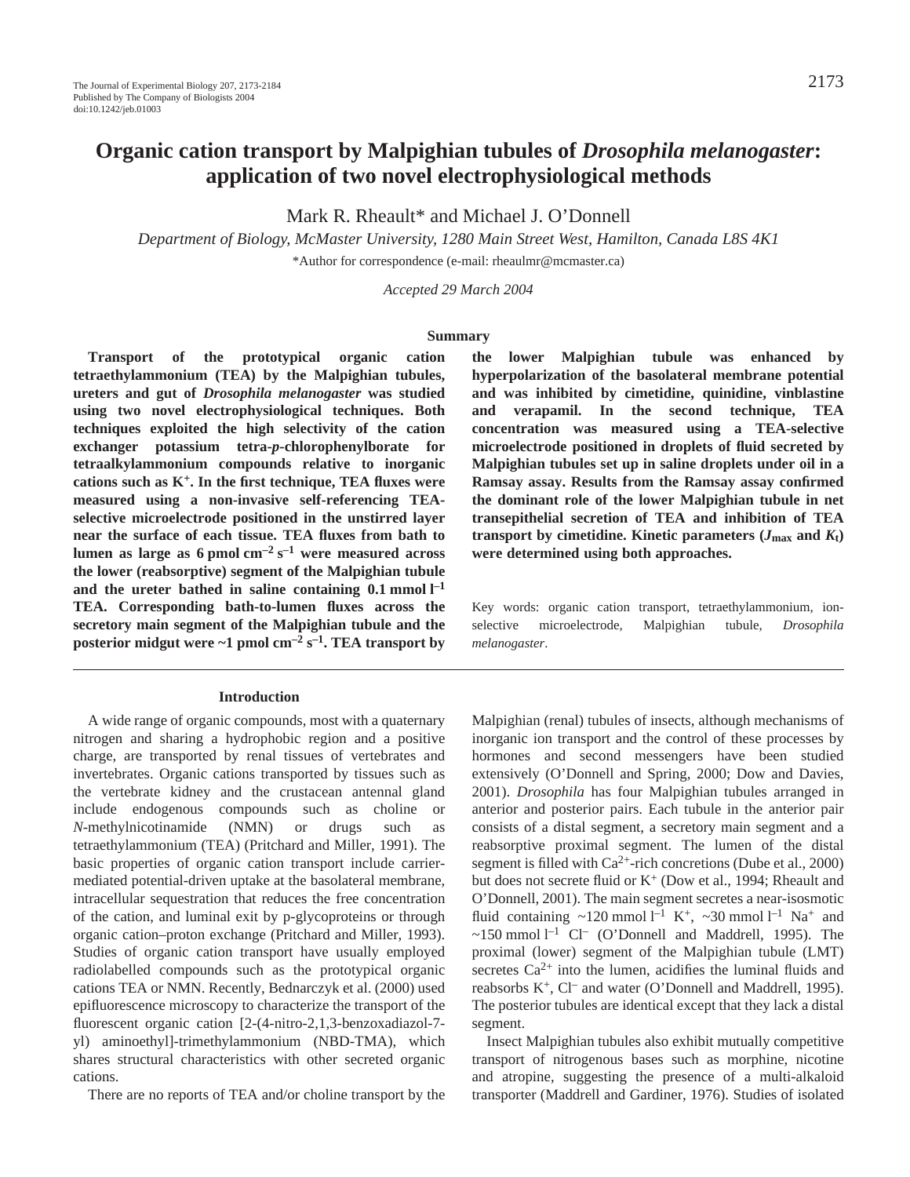# Organic cation transport by Malpighian tubules of *Drosophila melanogaster*: application of two novel electrophysiological methods

Mark R. Rheault* and Michael J. O'Donnell

*Department of Biology, McMaster University, 1280 Main Street West, Hamilton, Canada L8S 4K1*

*Author for correspondence (e-mail: rheaulmr@mcmaster.ca)

*Accepted 29 March 2004*

## Summary

**Transport of the prototypical organic cation tetraethylammonium (TEA) by the Malpighian tubules, ureters and gut of *Drosophila melanogaster* was studied using two novel electrophysiological techniques. Both techniques exploited the high selectivity of the cation exchanger potassium tetra-*p*-chlorophenylborate for tetraalkylammonium compounds relative to inorganic cations such as $K^+$. In the first technique, TEA fluxes were measured using a non-invasive self-referencing TEA-selective microelectrode positioned in the unstirred layer near the surface of each tissue. TEA fluxes from bath to lumen as large as 6 pmol $cm^{-2}$ $s^{-1}$ were measured across the lower (reabsorptive) segment of the Malpighian tubule and the ureter bathed in saline containing 0.1 mmol $l^{-1}$ TEA. Corresponding bath-to-lumen fluxes across the secretory main segment of the Malpighian tubule and the posterior midgut were ~1 pmol $cm^{-2}$ $s^{-1}$. TEA transport by the lower Malpighian tubule was enhanced by hyperpolarization of the basolateral membrane potential and was inhibited by cimetidine, quinidine, vinblastine and verapamil. In the second technique, TEA concentration was measured using a TEA-selective microelectrode positioned in droplets of fluid secreted by Malpighian tubules set up in saline droplets under oil in a Ramsay assay. Results from the Ramsay assay confirmed the dominant role of the lower Malpighian tubule in net transepithelial secretion of TEA and inhibition of TEA transport by cimetidine. Kinetic parameters ($J_{max}$ and $K_t$) were determined using both approaches.**

Key words: organic cation transport, tetraethylammonium, ion-selective microelectrode, Malpighian tubule, *Drosophila melanogaster*.

## Introduction

A wide range of organic compounds, most with a quaternary nitrogen and sharing a hydrophobic region and a positive charge, are transported by renal tissues of vertebrates and invertebrates. Organic cations transported by tissues such as the vertebrate kidney and the crustacean antennal gland include endogenous compounds such as choline or *N*-methylnicotinamide (NMN) or drugs such as tetraethylammonium (TEA) (Pritchard and Miller, 1991). The basic properties of organic cation transport include carrier-mediated potential-driven uptake at the basolateral membrane, intracellular sequestration that reduces the free concentration of the cation, and luminal exit by p-glycoproteins or through organic cation–proton exchange (Pritchard and Miller, 1993). Studies of organic cation transport have usually employed radiolabelled compounds such as the prototypical organic cations TEA or NMN. Recently, Bednarczyk et al. (2000) used epifluorescence microscopy to characterize the transport of the fluorescent organic cation [2-(4-nitro-2,1,3-benzoxadiazol-7-yl) aminoethyl]-trimethylammonium (NBD-TMA), which shares structural characteristics with other secreted organic cations.

There are no reports of TEA and/or choline transport by the Malpighian (renal) tubules of insects, although mechanisms of inorganic ion transport and the control of these processes by hormones and second messengers have been studied extensively (O'Donnell and Spring, 2000; Dow and Davies, 2001). *Drosophila* has four Malpighian tubules arranged in anterior and posterior pairs. Each tubule in the anterior pair consists of a distal segment, a secretory main segment and a reabsorptive proximal segment. The lumen of the distal segment is filled with $Ca^{2+}$-rich concretions (Dube et al., 2000) but does not secrete fluid or $K^+$ (Dow et al., 1994; Rheault and O'Donnell, 2001). The main segment secretes a near-isosmotic fluid containing ~120 mmol $l^{-1}$ $K^+$, ~30 mmol $l^{-1}$ $Na^+$ and ~150 mmol $l^{-1}$ $Cl^-$ (O'Donnell and Maddrell, 1995). The proximal (lower) segment of the Malpighian tubule (LMT) secretes $Ca^{2+}$ into the lumen, acidifies the luminal fluids and reabsorbs $K^+$, $Cl^-$ and water (O'Donnell and Maddrell, 1995). The posterior tubules are identical except that they lack a distal segment.

Insect Malpighian tubules also exhibit mutually competitive transport of nitrogenous bases such as morphine, nicotine and atropine, suggesting the presence of a multi-alkaloid transporter (Maddrell and Gardiner, 1976). Studies of isolated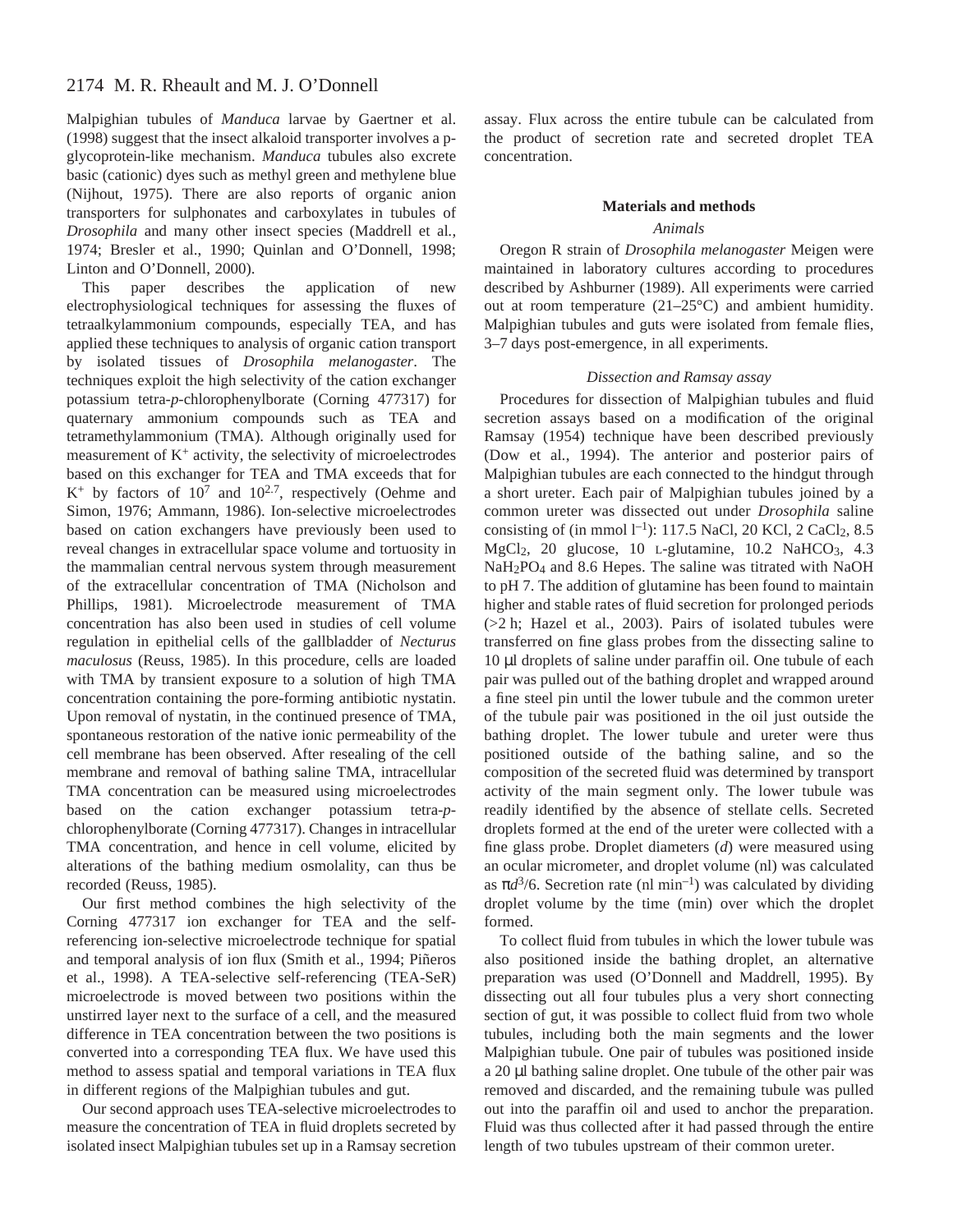Malpighian tubules of *Manduca* larvae by Gaertner et al. (1998) suggest that the insect alkaloid transporter involves a p-glycoprotein-like mechanism. *Manduca* tubules also excrete basic (cationic) dyes such as methyl green and methylene blue (Nijhout, 1975). There are also reports of organic anion transporters for sulphonates and carboxylates in tubules of *Drosophila* and many other insect species (Maddrell et al., 1974; Bresler et al., 1990; Quinlan and O'Donnell, 1998; Linton and O'Donnell, 2000).

This paper describes the application of new electrophysiological techniques for assessing the fluxes of tetraalkylammonium compounds, especially TEA, and has applied these techniques to analysis of organic cation transport by isolated tissues of *Drosophila melanogaster*. The techniques exploit the high selectivity of the cation exchanger potassium tetra-*p*-chlorophenylborate (Corning 477317) for quaternary ammonium compounds such as TEA and tetramethylammonium (TMA). Although originally used for measurement of $K^+$ activity, the selectivity of microelectrodes based on this exchanger for TEA and TMA exceeds that for $K^+$ by factors of $10^7$ and $10^{2.7}$, respectively (Oehme and Simon, 1976; Ammann, 1986). Ion-selective microelectrodes based on cation exchangers have previously been used to reveal changes in extracellular space volume and tortuosity in the mammalian central nervous system through measurement of the extracellular concentration of TMA (Nicholson and Phillips, 1981). Microelectrode measurement of TMA concentration has also been used in studies of cell volume regulation in epithelial cells of the gallbladder of *Necturus maculosus* (Reuss, 1985). In this procedure, cells are loaded with TMA by transient exposure to a solution of high TMA concentration containing the pore-forming antibiotic nystatin. Upon removal of nystatin, in the continued presence of TMA, spontaneous restoration of the native ionic permeability of the cell membrane has been observed. After resealing of the cell membrane and removal of bathing saline TMA, intracellular TMA concentration can be measured using microelectrodes based on the cation exchanger potassium tetra-*p*-chlorophenylborate (Corning 477317). Changes in intracellular TMA concentration, and hence in cell volume, elicited by alterations of the bathing medium osmolality, can thus be recorded (Reuss, 1985).

Our first method combines the high selectivity of the Corning 477317 ion exchanger for TEA and the self-referencing ion-selective microelectrode technique for spatial and temporal analysis of ion flux (Smith et al., 1994; Piñeros et al., 1998). A TEA-selective self-referencing (TEA-SeR) microelectrode is moved between two positions within the unstirred layer next to the surface of a cell, and the measured difference in TEA concentration between the two positions is converted into a corresponding TEA flux. We have used this method to assess spatial and temporal variations in TEA flux in different regions of the Malpighian tubules and gut.

Our second approach uses TEA-selective microelectrodes to measure the concentration of TEA in fluid droplets secreted by isolated insect Malpighian tubules set up in a Ramsay secretion assay. Flux across the entire tubule can be calculated from the product of secretion rate and secreted droplet TEA concentration.

## Materials and methods

### *Animals*

Oregon R strain of *Drosophila melanogaster* Meigen were maintained in laboratory cultures according to procedures described by Ashburner (1989). All experiments were carried out at room temperature (21–25°C) and ambient humidity. Malpighian tubules and guts were isolated from female flies, 3–7 days post-emergence, in all experiments.

### *Dissection and Ramsay assay*

Procedures for dissection of Malpighian tubules and fluid secretion assays based on a modification of the original Ramsay (1954) technique have been described previously (Dow et al., 1994). The anterior and posterior pairs of Malpighian tubules are each connected to the hindgut through a short ureter. Each pair of Malpighian tubules joined by a common ureter was dissected out under *Drosophila* saline consisting of (in mmol $l^{-1}$): 117.5 NaCl, 20 KCl, 2 $CaCl_2$, 8.5 $MgCl_2$, 20 glucose, 10 L-glutamine, 10.2 $NaHCO_3$, 4.3 $NaH_2PO_4$ and 8.6 Hepes. The saline was titrated with NaOH to pH 7. The addition of glutamine has been found to maintain higher and stable rates of fluid secretion for prolonged periods (>2 h; Hazel et al., 2003). Pairs of isolated tubules were transferred on fine glass probes from the dissecting saline to 10 µl droplets of saline under paraffin oil. One tubule of each pair was pulled out of the bathing droplet and wrapped around a fine steel pin until the lower tubule and the common ureter of the tubule pair was positioned in the oil just outside the bathing droplet. The lower tubule and ureter were thus positioned outside of the bathing saline, and so the composition of the secreted fluid was determined by transport activity of the main segment only. The lower tubule was readily identified by the absence of stellate cells. Secreted droplets formed at the end of the ureter were collected with a fine glass probe. Droplet diameters (*d*) were measured using an ocular micrometer, and droplet volume (nl) was calculated as $\pi d^3/6$. Secretion rate (nl $min^{-1}$) was calculated by dividing droplet volume by the time (min) over which the droplet formed.

To collect fluid from tubules in which the lower tubule was also positioned inside the bathing droplet, an alternative preparation was used (O'Donnell and Maddrell, 1995). By dissecting out all four tubules plus a very short connecting section of gut, it was possible to collect fluid from two whole tubules, including both the main segments and the lower Malpighian tubule. One pair of tubules was positioned inside a 20 µl bathing saline droplet. One tubule of the other pair was removed and discarded, and the remaining tubule was pulled out into the paraffin oil and used to anchor the preparation. Fluid was thus collected after it had passed through the entire length of two tubules upstream of their common ureter.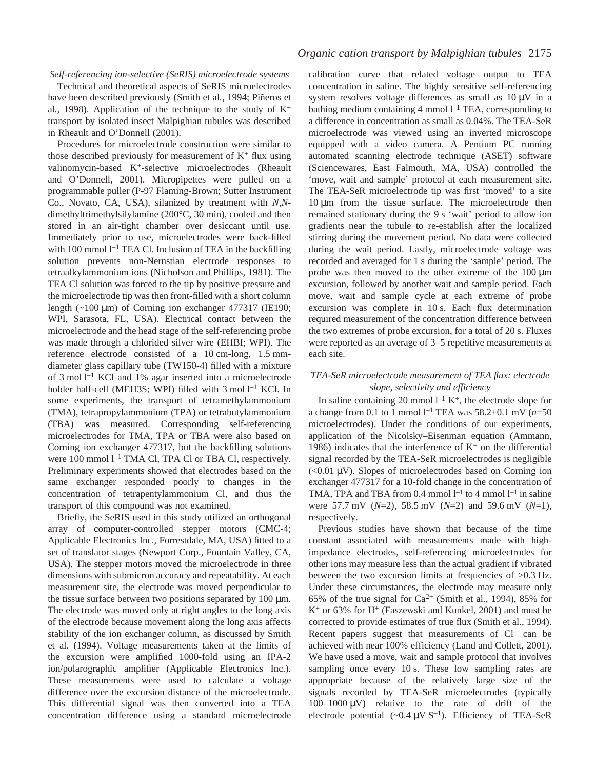### *Self-referencing ion-selective (SeRIS) microelectrode systems*

Technical and theoretical aspects of SeRIS microelectrodes have been described previously (Smith et al., 1994; Piñeros et al., 1998). Application of the technique to the study of $K^+$ transport by isolated insect Malpighian tubules was described in Rheault and O'Donnell (2001).

Procedures for microelectrode construction were similar to those described previously for measurement of $K^+$ flux using valinomycin-based $K^+$-selective microelectrodes (Rheault and O'Donnell, 2001). Micropipettes were pulled on a programmable puller (P-97 Flaming-Brown; Sutter Instrument Co., Novato, CA, USA), silanized by treatment with *N,N*-dimethyltrimethylsilylamine (200°C, 30 min), cooled and then stored in an air-tight chamber over desiccant until use. Immediately prior to use, microelectrodes were back-filled with 100 mmol $l^{-1}$ TEA Cl. Inclusion of TEA in the backfilling solution prevents non-Nernstian electrode responses to tetraalkylammonium ions (Nicholson and Phillips, 1981). The TEA Cl solution was forced to the tip by positive pressure and the microelectrode tip was then front-filled with a short column length (~100 μm) of Corning ion exchanger 477317 (IE190; WPI, Sarasota, FL, USA). Electrical contact between the microelectrode and the head stage of the self-referencing probe was made through a chlorided silver wire (EHBI; WPI). The reference electrode consisted of a 10 cm-long, 1.5 mm-diameter glass capillary tube (TW150-4) filled with a mixture of 3 mol $l^{-1}$ KCl and 1% agar inserted into a microelectrode holder half-cell (MEH3S; WPI) filled with 3 mol $l^{-1}$ KCl. In some experiments, the transport of tetramethylammonium (TMA), tetrapropylammonium (TPA) or tetrabutylammonium (TBA) was measured. Corresponding self-referencing microelectrodes for TMA, TPA or TBA were also based on Corning ion exchanger 477317, but the backfilling solutions were 100 mmol $l^{-1}$ TMA Cl, TPA Cl or TBA Cl, respectively. Preliminary experiments showed that electrodes based on the same exchanger responded poorly to changes in the concentration of tetrapentylammonium Cl, and thus the transport of this compound was not examined.

Briefly, the SeRIS used in this study utilized an orthogonal array of computer-controlled stepper motors (CMC-4; Applicable Electronics Inc., Forrestdale, MA, USA) fitted to a set of translator stages (Newport Corp., Fountain Valley, CA, USA). The stepper motors moved the microelectrode in three dimensions with submicron accuracy and repeatability. At each measurement site, the electrode was moved perpendicular to the tissue surface between two positions separated by 100 μm. The electrode was moved only at right angles to the long axis of the electrode because movement along the long axis affects stability of the ion exchanger column, as discussed by Smith et al. (1994). Voltage measurements taken at the limits of the excursion were amplified 1000-fold using an IPA-2 ion/polarographic amplifier (Applicable Electronics Inc.). These measurements were used to calculate a voltage difference over the excursion distance of the microelectrode. This differential signal was then converted into a TEA concentration difference using a standard microelectrode calibration curve that related voltage output to TEA concentration in saline. The highly sensitive self-referencing system resolves voltage differences as small as 10 μV in a bathing medium containing 4 mmol $l^{-1}$ TEA, corresponding to a difference in concentration as small as 0.04%. The TEA-SeR microelectrode was viewed using an inverted microscope equipped with a video camera. A Pentium PC running automated scanning electrode technique (ASET) software (Sciencewares, East Falmouth, MA, USA) controlled the 'move, wait and sample' protocol at each measurement site. The TEA-SeR microelectrode tip was first 'moved' to a site 10 μm from the tissue surface. The microelectrode then remained stationary during the 9 s 'wait' period to allow ion gradients near the tubule to re-establish after the localized stirring during the movement period. No data were collected during the wait period. Lastly, microelectrode voltage was recorded and averaged for 1 s during the 'sample' period. The probe was then moved to the other extreme of the 100 μm excursion, followed by another wait and sample period. Each move, wait and sample cycle at each extreme of probe excursion was complete in 10 s. Each flux determination required measurement of the concentration difference between the two extremes of probe excursion, for a total of 20 s. Fluxes were reported as an average of 3–5 repetitive measurements at each site.

### *TEA-SeR microelectrode measurement of TEA flux: electrode slope, selectivity and efficiency*

In saline containing 20 mmol $l^{-1}$ $K^+$, the electrode slope for a change from 0.1 to 1 mmol $l^{-1}$ TEA was 58.2±0.1 mV ($n$=50 microelectrodes). Under the conditions of our experiments, application of the Nicolsky–Eisenman equation (Ammann, 1986) indicates that the interference of $K^+$ on the differential signal recorded by the TEA-SeR microelectrodes is negligible (<0.01 μV). Slopes of microelectrodes based on Corning ion exchanger 477317 for a 10-fold change in the concentration of TMA, TPA and TBA from 0.4 mmol $l^{-1}$ to 4 mmol $l^{-1}$ in saline were 57.7 mV ($N$=2), 58.5 mV ($N$=2) and 59.6 mV ($N$=1), respectively.

Previous studies have shown that because of the time constant associated with measurements made with high-impedance electrodes, self-referencing microelectrodes for other ions may measure less than the actual gradient if vibrated between the two excursion limits at frequencies of >0.3 Hz. Under these circumstances, the electrode may measure only 65% of the true signal for $Ca^{2+}$ (Smith et al., 1994), 85% for $K^+$ or 63% for $H^+$ (Faszewski and Kunkel, 2001) and must be corrected to provide estimates of true flux (Smith et al., 1994). Recent papers suggest that measurements of $Cl^-$ can be achieved with near 100% efficiency (Land and Collett, 2001). We have used a move, wait and sample protocol that involves sampling once every 10 s. These low sampling rates are appropriate because of the relatively large size of the signals recorded by TEA-SeR microelectrodes (typically 100–1000 μV) relative to the rate of drift of the electrode potential (~0.4 μV $S^{-1}$). Efficiency of TEA-SeR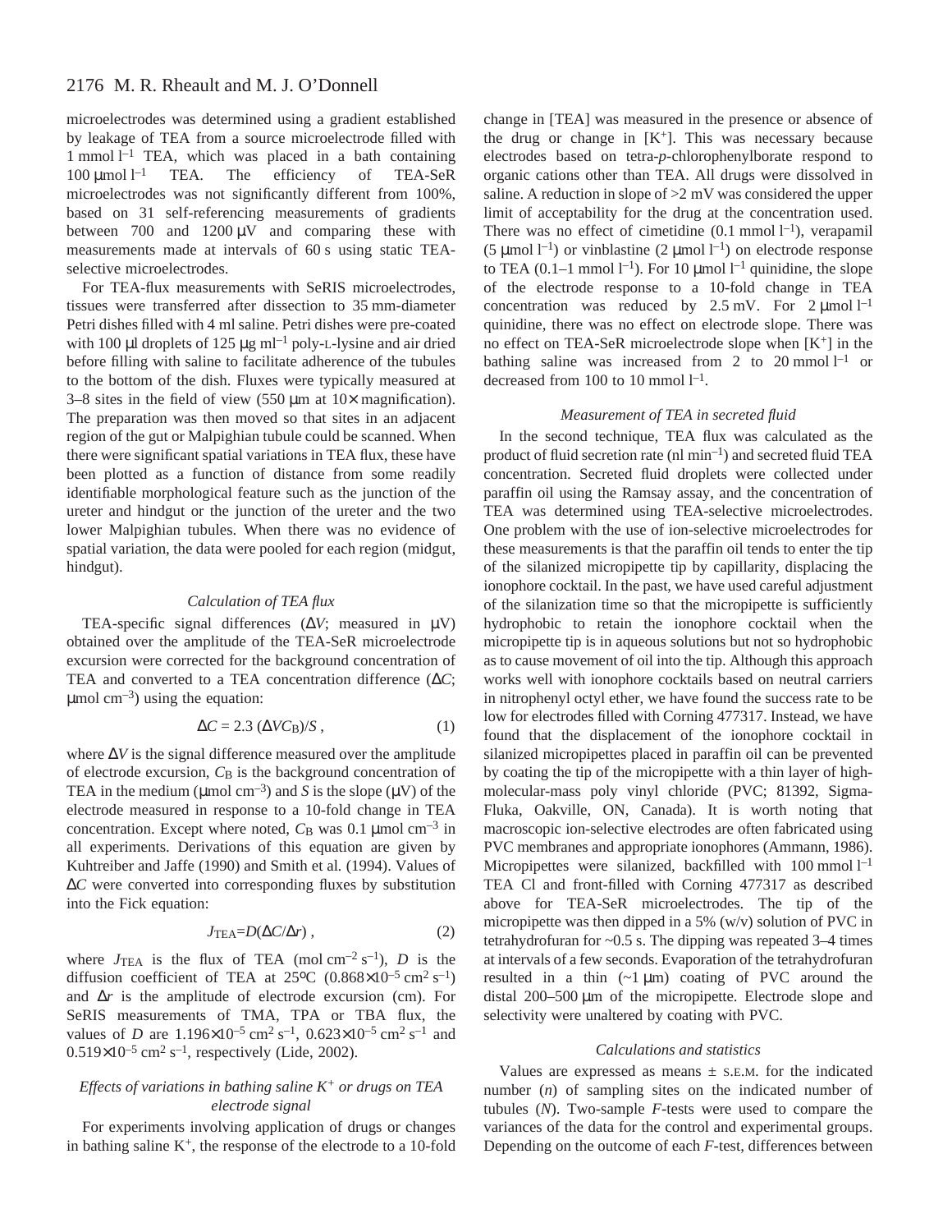microelectrodes was determined using a gradient established by leakage of TEA from a source microelectrode filled with $1\ \mathrm{mmol\ l^{-1}}$ TEA, which was placed in a bath containing $100\ \mu\mathrm{mol\ l^{-1}}$ TEA. The efficiency of TEA-SeR microelectrodes was not significantly different from 100%, based on 31 self-referencing measurements of gradients between 700 and $1200\ \mu\mathrm{V}$ and comparing these with measurements made at intervals of 60 s using static TEA-selective microelectrodes.

For TEA-flux measurements with SeRIS microelectrodes, tissues were transferred after dissection to 35 mm-diameter Petri dishes filled with 4 ml saline. Petri dishes were pre-coated with $100\ \mu\mathrm{l}$ droplets of $125\ \mu\mathrm{g\ ml^{-1}}$ poly-L-lysine and air dried before filling with saline to facilitate adherence of the tubules to the bottom of the dish. Fluxes were typically measured at 3–8 sites in the field of view ($550\ \mu\mathrm{m}$ at $10\times$ magnification). The preparation was then moved so that sites in an adjacent region of the gut or Malpighian tubule could be scanned. When there were significant spatial variations in TEA flux, these have been plotted as a function of distance from some readily identifiable morphological feature such as the junction of the ureter and hindgut or the junction of the ureter and the two lower Malpighian tubules. When there was no evidence of spatial variation, the data were pooled for each region (midgut, hindgut).

### *Calculation of TEA flux*

TEA-specific signal differences ($\Delta V$; measured in $\mu\mathrm{V}$) obtained over the amplitude of the TEA-SeR microelectrode excursion were corrected for the background concentration of TEA and converted to a TEA concentration difference ($\Delta C$; $\mu\mathrm{mol\ cm^{-3}}$) using the equation:

$$\Delta C = 2.3\ (\Delta V C_{\mathrm{B}})/S\ , \tag{1}$$

where $\Delta V$ is the signal difference measured over the amplitude of electrode excursion, $C_{\mathrm{B}}$ is the background concentration of TEA in the medium ($\mu\mathrm{mol\ cm^{-3}}$) and $S$ is the slope ($\mu\mathrm{V}$) of the electrode measured in response to a 10-fold change in TEA concentration. Except where noted, $C_{\mathrm{B}}$ was $0.1\ \mu\mathrm{mol\ cm^{-3}}$ in all experiments. Derivations of this equation are given by Kuhtreiber and Jaffe (1990) and Smith et al. (1994). Values of $\Delta C$ were converted into corresponding fluxes by substitution into the Fick equation:

$$J_{\mathrm{TEA}} = D(\Delta C/\Delta r)\ , \tag{2}$$

where $J_{\mathrm{TEA}}$ is the flux of TEA ($\mathrm{mol\ cm^{-2}\ s^{-1}}$), $D$ is the diffusion coefficient of TEA at 25°C ($0.868\times10^{-5}\ \mathrm{cm^2\ s^{-1}}$) and $\Delta r$ is the amplitude of electrode excursion (cm). For SeRIS measurements of TMA, TPA or TBA flux, the values of $D$ are $1.196\times10^{-5}\ \mathrm{cm^2\ s^{-1}}$, $0.623\times10^{-5}\ \mathrm{cm^2\ s^{-1}}$ and $0.519\times10^{-5}\ \mathrm{cm^2\ s^{-1}}$, respectively (Lide, 2002).

### *Effects of variations in bathing saline $K^+$ or drugs on TEA electrode signal*

For experiments involving application of drugs or changes in bathing saline $K^+$, the response of the electrode to a 10-fold change in [TEA] was measured in the presence or absence of the drug or change in [$K^+$]. This was necessary because electrodes based on tetra-*p*-chlorophenylborate respond to organic cations other than TEA. All drugs were dissolved in saline. A reduction in slope of >2 mV was considered the upper limit of acceptability for the drug at the concentration used. There was no effect of cimetidine ($0.1\ \mathrm{mmol\ l^{-1}}$), verapamil ($5\ \mu\mathrm{mol\ l^{-1}}$) or vinblastine ($2\ \mu\mathrm{mol\ l^{-1}}$) on electrode response to TEA ($0.1$–$1\ \mathrm{mmol\ l^{-1}}$). For $10\ \mu\mathrm{mol\ l^{-1}}$ quinidine, the slope of the electrode response to a 10-fold change in TEA concentration was reduced by 2.5 mV. For $2\ \mu\mathrm{mol\ l^{-1}}$ quinidine, there was no effect on electrode slope. There was no effect on TEA-SeR microelectrode slope when [$K^+$] in the bathing saline was increased from 2 to $20\ \mathrm{mmol\ l^{-1}}$ or decreased from 100 to $10\ \mathrm{mmol\ l^{-1}}$.

### *Measurement of TEA in secreted fluid*

In the second technique, TEA flux was calculated as the product of fluid secretion rate ($\mathrm{nl\ min^{-1}}$) and secreted fluid TEA concentration. Secreted fluid droplets were collected under paraffin oil using the Ramsay assay, and the concentration of TEA was determined using TEA-selective microelectrodes. One problem with the use of ion-selective microelectrodes for these measurements is that the paraffin oil tends to enter the tip of the silanized micropipette tip by capillarity, displacing the ionophore cocktail. In the past, we have used careful adjustment of the silanization time so that the micropipette is sufficiently hydrophobic to retain the ionophore cocktail when the micropipette tip is in aqueous solutions but not so hydrophobic as to cause movement of oil into the tip. Although this approach works well with ionophore cocktails based on neutral carriers in nitrophenyl octyl ether, we have found the success rate to be low for electrodes filled with Corning 477317. Instead, we have found that the displacement of the ionophore cocktail in silanized micropipettes placed in paraffin oil can be prevented by coating the tip of the micropipette with a thin layer of high-molecular-mass poly vinyl chloride (PVC; 81392, Sigma-Fluka, Oakville, ON, Canada). It is worth noting that macroscopic ion-selective electrodes are often fabricated using PVC membranes and appropriate ionophores (Ammann, 1986). Micropipettes were silanized, backfilled with $100\ \mathrm{mmol\ l^{-1}}$ TEA Cl and front-filled with Corning 477317 as described above for TEA-SeR microelectrodes. The tip of the micropipette was then dipped in a 5% (w/v) solution of PVC in tetrahydrofuran for ~0.5 s. The dipping was repeated 3–4 times at intervals of a few seconds. Evaporation of the tetrahydrofuran resulted in a thin (~$1\ \mu\mathrm{m}$) coating of PVC around the distal 200–$500\ \mu\mathrm{m}$ of the micropipette. Electrode slope and selectivity were unaltered by coating with PVC.

### *Calculations and statistics*

Values are expressed as means ± S.E.M. for the indicated number ($n$) of sampling sites on the indicated number of tubules ($N$). Two-sample $F$-tests were used to compare the variances of the data for the control and experimental groups. Depending on the outcome of each $F$-test, differences between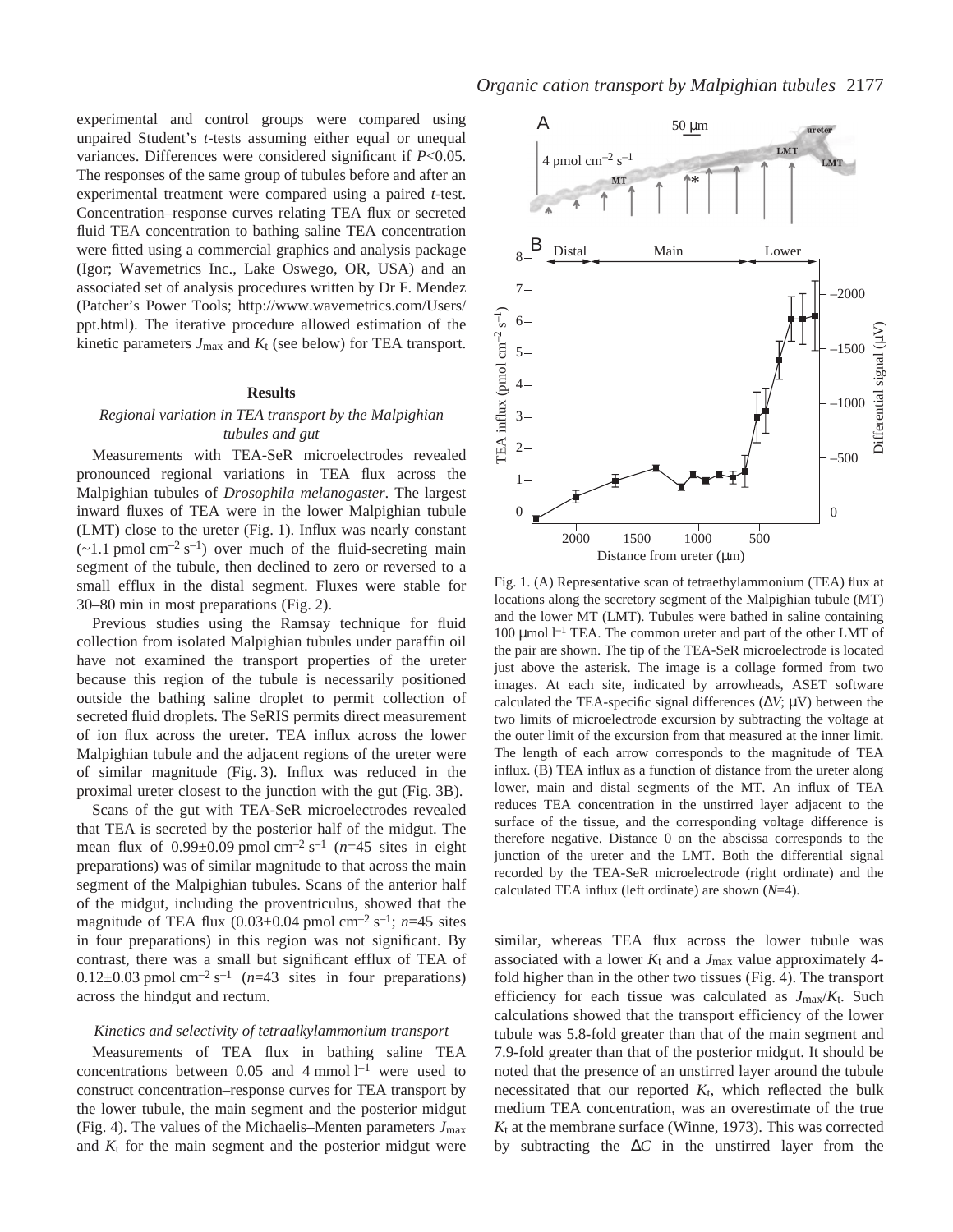experimental and control groups were compared using unpaired Student's *t*-tests assuming either equal or unequal variances. Differences were considered significant if $P<0.05$. The responses of the same group of tubules before and after an experimental treatment were compared using a paired *t*-test. Concentration–response curves relating TEA flux or secreted fluid TEA concentration to bathing saline TEA concentration were fitted using a commercial graphics and analysis package (Igor; Wavemetrics Inc., Lake Oswego, OR, USA) and an associated set of analysis procedures written by Dr F. Mendez (Patcher's Power Tools; http://www.wavemetrics.com/Users/ppt.html). The iterative procedure allowed estimation of the kinetic parameters $J_{max}$ and $K_t$ (see below) for TEA transport.

## Results

### *Regional variation in TEA transport by the Malpighian tubules and gut*

Measurements with TEA-SeR microelectrodes revealed pronounced regional variations in TEA flux across the Malpighian tubules of *Drosophila melanogaster*. The largest inward fluxes of TEA were in the lower Malpighian tubule (LMT) close to the ureter (Fig. 1). Influx was nearly constant (~1.1 pmol cm$^{-2}$ s$^{-1}$) over much of the fluid-secreting main segment of the tubule, then declined to zero or reversed to a small efflux in the distal segment. Fluxes were stable for 30–80 min in most preparations (Fig. 2).

Previous studies using the Ramsay technique for fluid collection from isolated Malpighian tubules under paraffin oil have not examined the transport properties of the ureter because this region of the tubule is necessarily positioned outside the bathing saline droplet to permit collection of secreted fluid droplets. The SeRIS permits direct measurement of ion flux across the ureter. TEA influx across the lower Malpighian tubule and the adjacent regions of the ureter were of similar magnitude (Fig. 3). Influx was reduced in the proximal ureter closest to the junction with the gut (Fig. 3B).

Scans of the gut with TEA-SeR microelectrodes revealed that TEA is secreted by the posterior half of the midgut. The mean flux of 0.99±0.09 pmol cm$^{-2}$ s$^{-1}$ ($n$=45 sites in eight preparations) was of similar magnitude to that across the main segment of the Malpighian tubules. Scans of the anterior half of the midgut, including the proventriculus, showed that the magnitude of TEA flux (0.03±0.04 pmol cm$^{-2}$ s$^{-1}$; $n$=45 sites in four preparations) in this region was not significant. By contrast, there was a small but significant efflux of TEA of 0.12±0.03 pmol cm$^{-2}$ s$^{-1}$ ($n$=43 sites in four preparations) across the hindgut and rectum.

### *Kinetics and selectivity of tetraalkylammonium transport*

Measurements of TEA flux in bathing saline TEA concentrations between 0.05 and 4 mmol l$^{-1}$ were used to construct concentration–response curves for TEA transport by the lower tubule, the main segment and the posterior midgut (Fig. 4). The values of the Michaelis–Menten parameters $J_{max}$ and $K_t$ for the main segment and the posterior midgut were similar, whereas TEA flux across the lower tubule was associated with a lower $K_t$ and a $J_{max}$ value approximately 4-fold higher than in the other two tissues (Fig. 4). The transport efficiency for each tissue was calculated as $J_{max}/K_t$. Such calculations showed that the transport efficiency of the lower tubule was 5.8-fold greater than that of the main segment and 7.9-fold greater than that of the posterior midgut. It should be noted that the presence of an unstirred layer around the tubule necessitated that our reported $K_t$, which reflected the bulk medium TEA concentration, was an overestimate of the true $K_t$ at the membrane surface (Winne, 1973). This was corrected by subtracting the $\Delta C$ in the unstirred layer from the

Fig. 1. (A) Representative scan of tetraethylammonium (TEA) flux at locations along the secretory segment of the Malpighian tubule (MT) and the lower MT (LMT). Tubules were bathed in saline containing 100 μmol l$^{-1}$ TEA. The common ureter and part of the other LMT of the pair are shown. The tip of the TEA-SeR microelectrode is located just above the asterisk. The image is a collage formed from two images. At each site, indicated by arrowheads, ASET software calculated the TEA-specific signal differences ($\Delta V$; μV) between the two limits of microelectrode excursion by subtracting the voltage at the outer limit of the excursion from that measured at the inner limit. The length of each arrow corresponds to the magnitude of TEA influx. (B) TEA influx as a function of distance from the ureter along lower, main and distal segments of the MT. An influx of TEA reduces TEA concentration in the unstirred layer adjacent to the surface of the tissue, and the corresponding voltage difference is therefore negative. Distance 0 on the abscissa corresponds to the junction of the ureter and the LMT. Both the differential signal recorded by the TEA-SeR microelectrode (right ordinate) and the calculated TEA influx (left ordinate) are shown ($N$=4).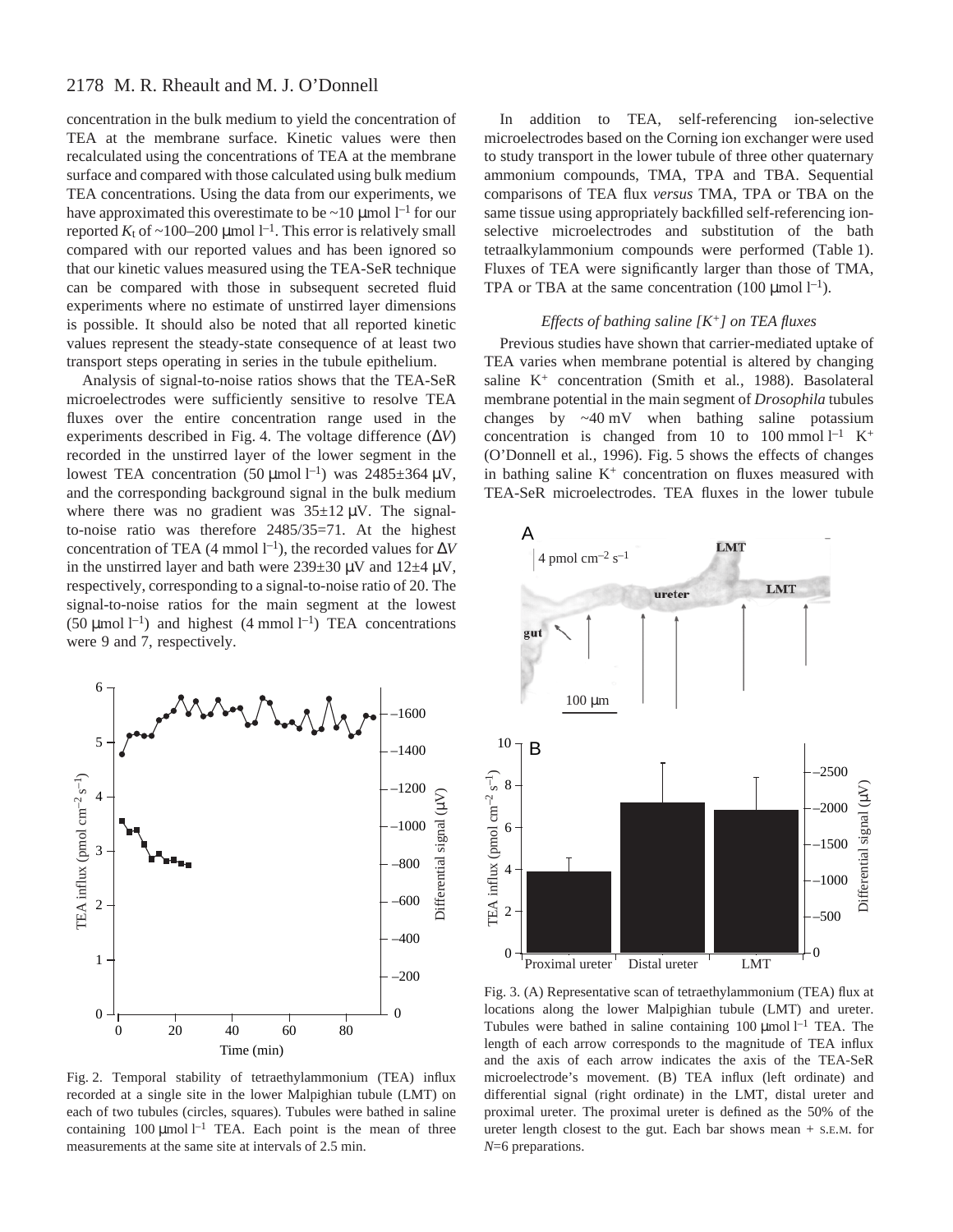concentration in the bulk medium to yield the concentration of TEA at the membrane surface. Kinetic values were then recalculated using the concentrations of TEA at the membrane surface and compared with those calculated using bulk medium TEA concentrations. Using the data from our experiments, we have approximated this overestimate to be ~10 μmol l$^{-1}$ for our reported $K_t$ of ~100–200 μmol l$^{-1}$. This error is relatively small compared with our reported values and has been ignored so that our kinetic values measured using the TEA-SeR technique can be compared with those in subsequent secreted fluid experiments where no estimate of unstirred layer dimensions is possible. It should also be noted that all reported kinetic values represent the steady-state consequence of at least two transport steps operating in series in the tubule epithelium.

Analysis of signal-to-noise ratios shows that the TEA-SeR microelectrodes were sufficiently sensitive to resolve TEA fluxes over the entire concentration range used in the experiments described in Fig. 4. The voltage difference (Δ*V*) recorded in the unstirred layer of the lower segment in the lowest TEA concentration (50 μmol l$^{-1}$) was 2485±364 μV, and the corresponding background signal in the bulk medium where there was no gradient was 35±12 μV. The signal-to-noise ratio was therefore 2485/35=71. At the highest concentration of TEA (4 mmol l$^{-1}$), the recorded values for Δ*V* in the unstirred layer and bath were 239±30 μV and 12±4 μV, respectively, corresponding to a signal-to-noise ratio of 20. The signal-to-noise ratios for the main segment at the lowest (50 μmol l$^{-1}$) and highest (4 mmol l$^{-1}$) TEA concentrations were 9 and 7, respectively.

Fig. 2. Temporal stability of tetraethylammonium (TEA) influx recorded at a single site in the lower Malpighian tubule (LMT) on each of two tubules (circles, squares). Tubules were bathed in saline containing 100 μmol l$^{-1}$ TEA. Each point is the mean of three measurements at the same site at intervals of 2.5 min.

In addition to TEA, self-referencing ion-selective microelectrodes based on the Corning ion exchanger were used to study transport in the lower tubule of three other quaternary ammonium compounds, TMA, TPA and TBA. Sequential comparisons of TEA flux *versus* TMA, TPA or TBA on the same tissue using appropriately backfilled self-referencing ion-selective microelectrodes and substitution of the bath tetraalkylammonium compounds were performed (Table 1). Fluxes of TEA were significantly larger than those of TMA, TPA or TBA at the same concentration (100 μmol l$^{-1}$).

### *Effects of bathing saline [K$^+$] on TEA fluxes*

Previous studies have shown that carrier-mediated uptake of TEA varies when membrane potential is altered by changing saline K$^+$ concentration (Smith et al., 1988). Basolateral membrane potential in the main segment of *Drosophila* tubules changes by ~40 mV when bathing saline potassium concentration is changed from 10 to 100 mmol l$^{-1}$ K$^+$ (O'Donnell et al., 1996). Fig. 5 shows the effects of changes in bathing saline K$^+$ concentration on fluxes measured with TEA-SeR microelectrodes. TEA fluxes in the lower tubule

Fig. 3. (A) Representative scan of tetraethylammonium (TEA) flux at locations along the lower Malpighian tubule (LMT) and ureter. Tubules were bathed in saline containing 100 μmol l$^{-1}$ TEA. The length of each arrow corresponds to the magnitude of TEA influx and the axis of each arrow indicates the axis of the TEA-SeR microelectrode's movement. (B) TEA influx (left ordinate) and differential signal (right ordinate) in the LMT, distal ureter and proximal ureter. The proximal ureter is defined as the 50% of the ureter length closest to the gut. Each bar shows mean + S.E.M. for *N*=6 preparations.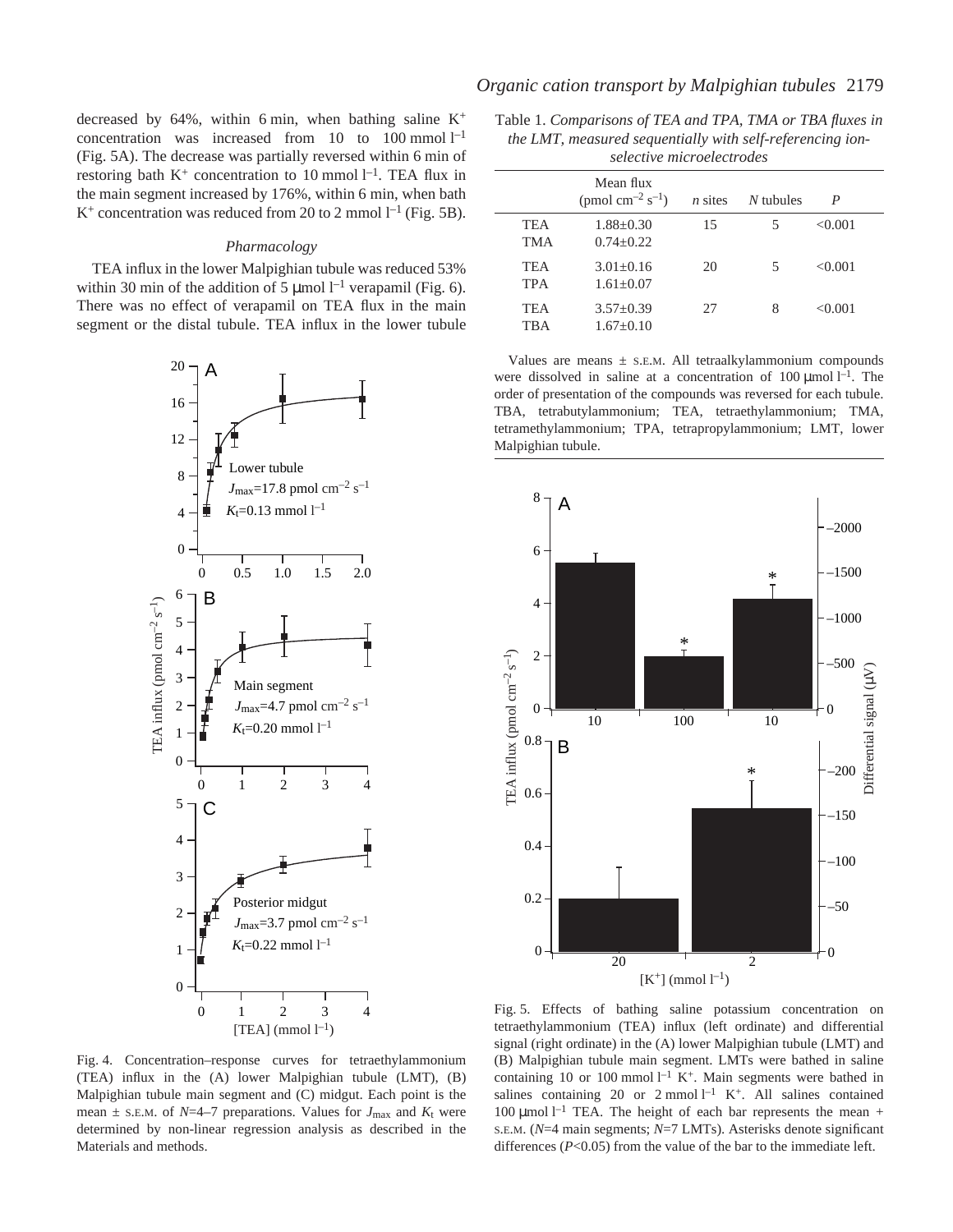decreased by 64%, within 6 min, when bathing saline $K^+$ concentration was increased from 10 to 100 mmol $l^{-1}$ (Fig. 5A). The decrease was partially reversed within 6 min of restoring bath $K^+$ concentration to 10 mmol $l^{-1}$. TEA flux in the main segment increased by 176%, within 6 min, when bath $K^+$ concentration was reduced from 20 to 2 mmol $l^{-1}$ (Fig. 5B).

### *Pharmacology*

TEA influx in the lower Malpighian tubule was reduced 53% within 30 min of the addition of 5 μmol $l^{-1}$ verapamil (Fig. 6). There was no effect of verapamil on TEA flux in the main segment or the distal tubule. TEA influx in the lower tubule

Fig. 4. Concentration–response curves for tetraethylammonium (TEA) influx in the (A) lower Malpighian tubule (LMT), (B) Malpighian tubule main segment and (C) midgut. Each point is the mean ± S.E.M. of $N$=4–7 preparations. Values for $J_{max}$ and $K_t$ were determined by non-linear regression analysis as described in the Materials and methods.

Table 1. *Comparisons of TEA and TPA, TMA or TBA fluxes in the LMT, measured sequentially with self-referencing ion-selective microelectrodes*

| | Mean flux (pmol $cm^{-2}$ $s^{-1}$) | *n* sites | *N* tubules | *P* |
|---|---|---|---|---|
| TEA | 1.88±0.30 | 15 | 5 | <0.001 |
| TMA | 0.74±0.22 | | | |
| TEA | 3.01±0.16 | 20 | 5 | <0.001 |
| TPA | 1.61±0.07 | | | |
| TEA | 3.57±0.39 | 27 | 8 | <0.001 |
| TBA | 1.67±0.10 | | | |

Values are means ± S.E.M. All tetraalkylammonium compounds were dissolved in saline at a concentration of 100 μmol $l^{-1}$. The order of presentation of the compounds was reversed for each tubule. TBA, tetrabutylammonium; TEA, tetraethylammonium; TMA, tetramethylammonium; TPA, tetrapropylammonium; LMT, lower Malpighian tubule.

Fig. 5. Effects of bathing saline potassium concentration on tetraethylammonium (TEA) influx (left ordinate) and differential signal (right ordinate) in the (A) lower Malpighian tubule (LMT) and (B) Malpighian tubule main segment. LMTs were bathed in saline containing 10 or 100 mmol $l^{-1}$ $K^+$. Main segments were bathed in salines containing 20 or 2 mmol $l^{-1}$ $K^+$. All salines contained 100 μmol $l^{-1}$ TEA. The height of each bar represents the mean + S.E.M. ($N$=4 main segments; $N$=7 LMTs). Asterisks denote significant differences ($P$<0.05) from the value of the bar to the immediate left.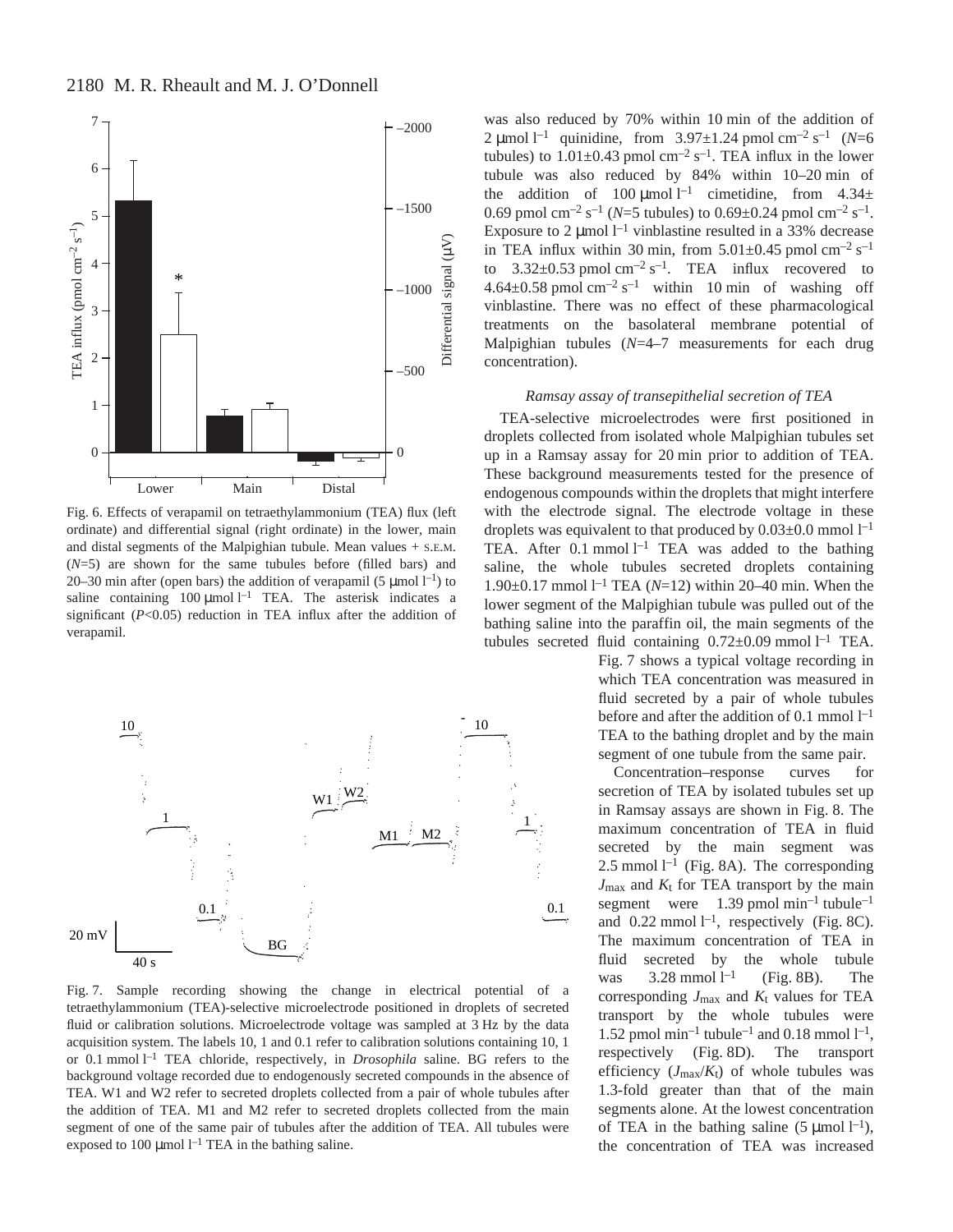Fig. 6. Effects of verapamil on tetraethylammonium (TEA) flux (left ordinate) and differential signal (right ordinate) in the lower, main and distal segments of the Malpighian tubule. Mean values + S.E.M. ($N$=5) are shown for the same tubules before (filled bars) and 20–30 min after (open bars) the addition of verapamil (5 µmol $l^{-1}$) to saline containing 100 µmol $l^{-1}$ TEA. The asterisk indicates a significant ($P$<0.05) reduction in TEA influx after the addition of verapamil.

Fig. 7. Sample recording showing the change in electrical potential of a tetraethylammonium (TEA)-selective microelectrode positioned in droplets of secreted fluid or calibration solutions. Microelectrode voltage was sampled at 3 Hz by the data acquisition system. The labels 10, 1 and 0.1 refer to calibration solutions containing 10, 1 or 0.1 mmol $l^{-1}$ TEA chloride, respectively, in *Drosophila* saline. BG refers to the background voltage recorded due to endogenously secreted compounds in the absence of TEA. W1 and W2 refer to secreted droplets collected from a pair of whole tubules after the addition of TEA. M1 and M2 refer to secreted droplets collected from the main segment of one of the same pair of tubules after the addition of TEA. All tubules were exposed to 100 µmol $l^{-1}$ TEA in the bathing saline.

was also reduced by 70% within 10 min of the addition of 2 µmol $l^{-1}$ quinidine, from 3.97±1.24 pmol $cm^{-2}$ $s^{-1}$ ($N$=6 tubules) to 1.01±0.43 pmol $cm^{-2}$ $s^{-1}$. TEA influx in the lower tubule was also reduced by 84% within 10–20 min of the addition of 100 µmol $l^{-1}$ cimetidine, from 4.34± 0.69 pmol $cm^{-2}$ $s^{-1}$ ($N$=5 tubules) to 0.69±0.24 pmol $cm^{-2}$ $s^{-1}$. Exposure to 2 µmol $l^{-1}$ vinblastine resulted in a 33% decrease in TEA influx within 30 min, from 5.01±0.45 pmol $cm^{-2}$ $s^{-1}$ to 3.32±0.53 pmol $cm^{-2}$ $s^{-1}$. TEA influx recovered to 4.64±0.58 pmol $cm^{-2}$ $s^{-1}$ within 10 min of washing off vinblastine. There was no effect of these pharmacological treatments on the basolateral membrane potential of Malpighian tubules ($N$=4–7 measurements for each drug concentration).

### *Ramsay assay of transepithelial secretion of TEA*

TEA-selective microelectrodes were first positioned in droplets collected from isolated whole Malpighian tubules set up in a Ramsay assay for 20 min prior to addition of TEA. These background measurements tested for the presence of endogenous compounds within the droplets that might interfere with the electrode signal. The electrode voltage in these droplets was equivalent to that produced by 0.03±0.0 mmol $l^{-1}$ TEA. After 0.1 mmol $l^{-1}$ TEA was added to the bathing saline, the whole tubules secreted droplets containing 1.90±0.17 mmol $l^{-1}$ TEA ($N$=12) within 20–40 min. When the lower segment of the Malpighian tubule was pulled out of the bathing saline into the paraffin oil, the main segments of the tubules secreted fluid containing 0.72±0.09 mmol $l^{-1}$ TEA. Fig. 7 shows a typical voltage recording in which TEA concentration was measured in fluid secreted by a pair of whole tubules before and after the addition of 0.1 mmol $l^{-1}$ TEA to the bathing droplet and by the main segment of one tubule from the same pair.

Concentration–response curves for secretion of TEA by isolated tubules set up in Ramsay assays are shown in Fig. 8. The maximum concentration of TEA in fluid secreted by the main segment was 2.5 mmol $l^{-1}$ (Fig. 8A). The corresponding $J_{max}$ and $K_t$ for TEA transport by the main segment were 1.39 pmol $min^{-1}$ $tubule^{-1}$ and 0.22 mmol $l^{-1}$, respectively (Fig. 8C). The maximum concentration of TEA in fluid secreted by the whole tubule was 3.28 mmol $l^{-1}$ (Fig. 8B). The corresponding $J_{max}$ and $K_t$ values for TEA transport by the whole tubules were 1.52 pmol $min^{-1}$ $tubule^{-1}$ and 0.18 mmol $l^{-1}$, respectively (Fig. 8D). The transport efficiency ($J_{max}/K_t$) of whole tubules was 1.3-fold greater than that of the main segments alone. At the lowest concentration of TEA in the bathing saline (5 µmol $l^{-1}$), the concentration of TEA was increased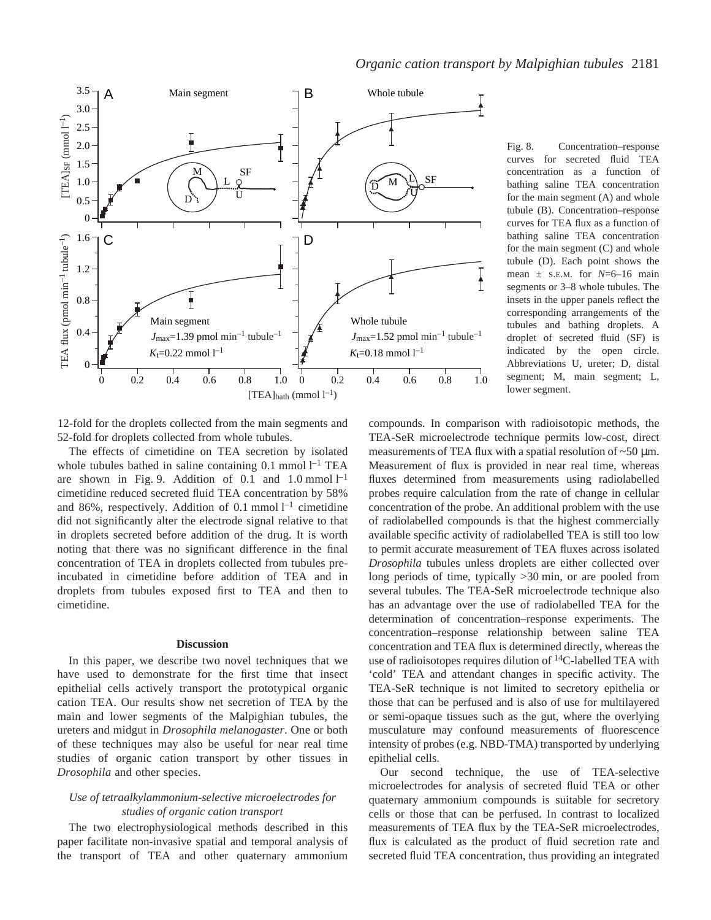A
Main segment
B
Whole tubule
C
D

$[TEA]_{SF}$ (mmol $l^{-1}$)

3.5
3.0
2.5
2.0
1.5
1.0
0.5
0

M
L
SF
D
U

TEA flux (pmol min$^{-1}$ tubule$^{-1}$)

1.6
1.2
0.8
0.4
0

Main segment
$J_{max}$=1.39 pmol min$^{-1}$ tubule$^{-1}$
$K_t$=0.22 mmol $l^{-1}$

Whole tubule
$J_{max}$=1.52 pmol min$^{-1}$ tubule$^{-1}$
$K_t$=0.18 mmol $l^{-1}$

0 0.2 0.4 0.6 0.8 1.0 0 0.2 0.4 0.6 0.8 1.0

$[TEA]_{bath}$ (mmol $l^{-1}$)

Fig. 8. Concentration–response curves for secreted fluid TEA concentration as a function of bathing saline TEA concentration for the main segment (A) and whole tubule (B). Concentration–response curves for TEA flux as a function of bathing saline TEA concentration for the main segment (C) and whole tubule (D). Each point shows the mean ± S.E.M. for *N*=6–16 main segments or 3–8 whole tubules. The insets in the upper panels reflect the corresponding arrangements of the tubules and bathing droplets. A droplet of secreted fluid (SF) is indicated by the open circle. Abbreviations U, ureter; D, distal segment; M, main segment; L, lower segment.

12-fold for the droplets collected from the main segments and 52-fold for droplets collected from whole tubules.

The effects of cimetidine on TEA secretion by isolated whole tubules bathed in saline containing 0.1 mmol $l^{-1}$ TEA are shown in Fig. 9. Addition of 0.1 and 1.0 mmol $l^{-1}$ cimetidine reduced secreted fluid TEA concentration by 58% and 86%, respectively. Addition of 0.1 mmol $l^{-1}$ cimetidine did not significantly alter the electrode signal relative to that in droplets secreted before addition of the drug. It is worth noting that there was no significant difference in the final concentration of TEA in droplets collected from tubules pre-incubated in cimetidine before addition of TEA and in droplets from tubules exposed first to TEA and then to cimetidine.

## Discussion

In this paper, we describe two novel techniques that we have used to demonstrate for the first time that insect epithelial cells actively transport the prototypical organic cation TEA. Our results show net secretion of TEA by the main and lower segments of the Malpighian tubules, the ureters and midgut in *Drosophila melanogaster*. One or both of these techniques may also be useful for near real time studies of organic cation transport by other tissues in *Drosophila* and other species.

### *Use of tetraalkylammonium-selective microelectrodes for studies of organic cation transport*

The two electrophysiological methods described in this paper facilitate non-invasive spatial and temporal analysis of the transport of TEA and other quaternary ammonium compounds. In comparison with radioisotopic methods, the TEA-SeR microelectrode technique permits low-cost, direct measurements of TEA flux with a spatial resolution of ~50 μm. Measurement of flux is provided in near real time, whereas fluxes determined from measurements using radiolabelled probes require calculation from the rate of change in cellular concentration of the probe. An additional problem with the use of radiolabelled compounds is that the highest commercially available specific activity of radiolabelled TEA is still too low to permit accurate measurement of TEA fluxes across isolated *Drosophila* tubules unless droplets are either collected over long periods of time, typically >30 min, or are pooled from several tubules. The TEA-SeR microelectrode technique also has an advantage over the use of radiolabelled TEA for the determination of concentration–response experiments. The concentration–response relationship between saline TEA concentration and TEA flux is determined directly, whereas the use of radioisotopes requires dilution of $^{14}C$-labelled TEA with 'cold' TEA and attendant changes in specific activity. The TEA-SeR technique is not limited to secretory epithelia or those that can be perfused and is also of use for multilayered or semi-opaque tissues such as the gut, where the overlying musculature may confound measurements of fluorescence intensity of probes (e.g. NBD-TMA) transported by underlying epithelial cells.

Our second technique, the use of TEA-selective microelectrodes for analysis of secreted fluid TEA or other quaternary ammonium compounds is suitable for secretory cells or those that can be perfused. In contrast to localized measurements of TEA flux by the TEA-SeR microelectrodes, flux is calculated as the product of fluid secretion rate and secreted fluid TEA concentration, thus providing an integrated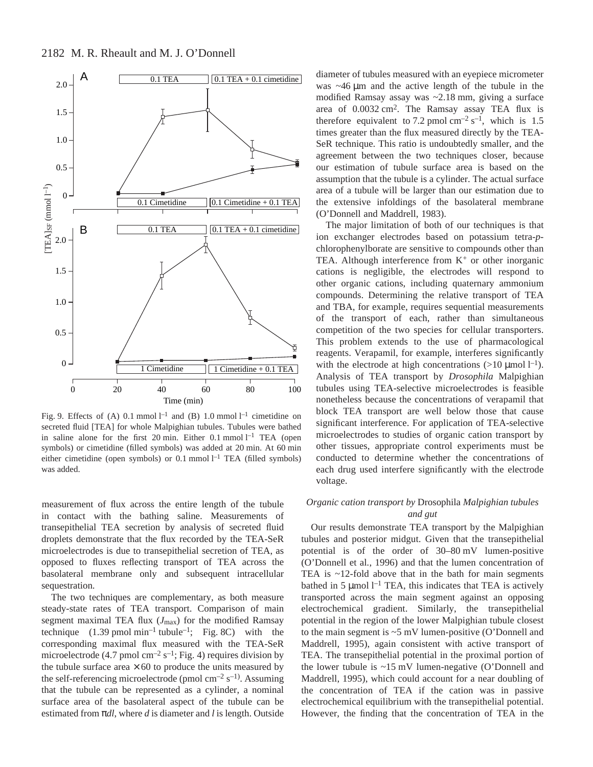Fig. 9. Effects of (A) 0.1 mmol l$^{-1}$ and (B) 1.0 mmol l$^{-1}$ cimetidine on secreted fluid [TEA] for whole Malpighian tubules. Tubules were bathed in saline alone for the first 20 min. Either 0.1 mmol l$^{-1}$ TEA (open symbols) or cimetidine (filled symbols) was added at 20 min. At 60 min either cimetidine (open symbols) or 0.1 mmol l$^{-1}$ TEA (filled symbols) was added.

measurement of flux across the entire length of the tubule in contact with the bathing saline. Measurements of transepithelial TEA secretion by analysis of secreted fluid droplets demonstrate that the flux recorded by the TEA-SeR microelectrodes is due to transepithelial secretion of TEA, as opposed to fluxes reflecting transport of TEA across the basolateral membrane only and subsequent intracellular sequestration.

The two techniques are complementary, as both measure steady-state rates of TEA transport. Comparison of main segment maximal TEA flux ($J_{max}$) for the modified Ramsay technique (1.39 pmol min$^{-1}$ tubule$^{-1}$; Fig. 8C) with the corresponding maximal flux measured with the TEA-SeR microelectrode (4.7 pmol cm$^{-2}$ s$^{-1}$; Fig. 4) requires division by the tubule surface area $\times$60 to produce the units measured by the self-referencing microelectrode (pmol cm$^{-2}$ s$^{-1}$). Assuming that the tubule can be represented as a cylinder, a nominal surface area of the basolateral aspect of the tubule can be estimated from $\pi dl$, where $d$ is diameter and $l$ is length. Outside diameter of tubules measured with an eyepiece micrometer was ~46 μm and the active length of the tubule in the modified Ramsay assay was ~2.18 mm, giving a surface area of 0.0032 cm$^2$. The Ramsay assay TEA flux is therefore equivalent to 7.2 pmol cm$^{-2}$ s$^{-1}$, which is 1.5 times greater than the flux measured directly by the TEA-SeR technique. This ratio is undoubtedly smaller, and the agreement between the two techniques closer, because our estimation of tubule surface area is based on the assumption that the tubule is a cylinder. The actual surface area of a tubule will be larger than our estimation due to the extensive infoldings of the basolateral membrane (O'Donnell and Maddrell, 1983).

The major limitation of both of our techniques is that ion exchanger electrodes based on potassium tetra-*p*-chlorophenylborate are sensitive to compounds other than TEA. Although interference from $K^+$ or other inorganic cations is negligible, the electrodes will respond to other organic cations, including quaternary ammonium compounds. Determining the relative transport of TEA and TBA, for example, requires sequential measurements of the transport of each, rather than simultaneous competition of the two species for cellular transporters. This problem extends to the use of pharmacological reagents. Verapamil, for example, interferes significantly with the electrode at high concentrations (>10 μmol l$^{-1}$). Analysis of TEA transport by *Drosophila* Malpighian tubules using TEA-selective microelectrodes is feasible nonetheless because the concentrations of verapamil that block TEA transport are well below those that cause significant interference. For application of TEA-selective microelectrodes to studies of organic cation transport by other tissues, appropriate control experiments must be conducted to determine whether the concentrations of each drug used interfere significantly with the electrode voltage.

### *Organic cation transport by* Drosophila *Malpighian tubules and gut*

Our results demonstrate TEA transport by the Malpighian tubules and posterior midgut. Given that the transepithelial potential is of the order of 30–80 mV lumen-positive (O'Donnell et al., 1996) and that the lumen concentration of TEA is ~12-fold above that in the bath for main segments bathed in 5 μmol l$^{-1}$ TEA, this indicates that TEA is actively transported across the main segment against an opposing electrochemical gradient. Similarly, the transepithelial potential in the region of the lower Malpighian tubule closest to the main segment is ~5 mV lumen-positive (O'Donnell and Maddrell, 1995), again consistent with active transport of TEA. The transepithelial potential in the proximal portion of the lower tubule is ~15 mV lumen-negative (O'Donnell and Maddrell, 1995), which could account for a near doubling of the concentration of TEA if the cation was in passive electrochemical equilibrium with the transepithelial potential. However, the finding that the concentration of TEA in the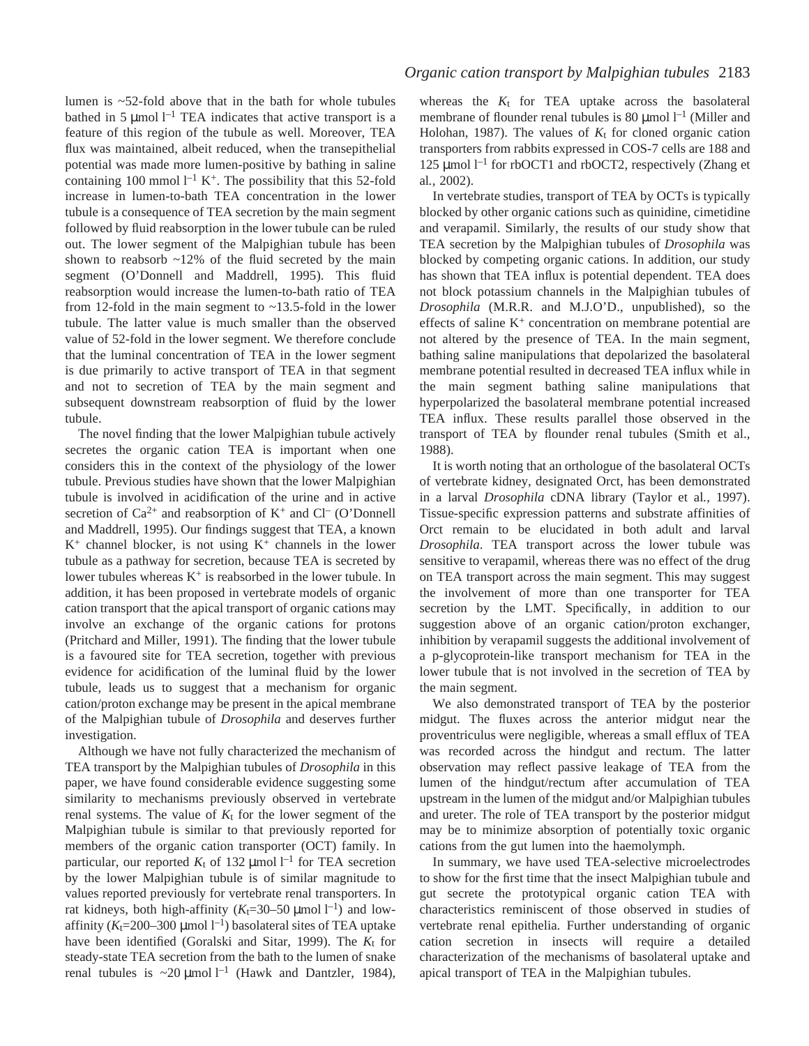lumen is ~52-fold above that in the bath for whole tubules bathed in 5 μmol $l^{-1}$ TEA indicates that active transport is a feature of this region of the tubule as well. Moreover, TEA flux was maintained, albeit reduced, when the transepithelial potential was made more lumen-positive by bathing in saline containing 100 mmol $l^{-1}$ $K^+$. The possibility that this 52-fold increase in lumen-to-bath TEA concentration in the lower tubule is a consequence of TEA secretion by the main segment followed by fluid reabsorption in the lower tubule can be ruled out. The lower segment of the Malpighian tubule has been shown to reabsorb ~12% of the fluid secreted by the main segment (O'Donnell and Maddrell, 1995). This fluid reabsorption would increase the lumen-to-bath ratio of TEA from 12-fold in the main segment to ~13.5-fold in the lower tubule. The latter value is much smaller than the observed value of 52-fold in the lower segment. We therefore conclude that the luminal concentration of TEA in the lower segment is due primarily to active transport of TEA in that segment and not to secretion of TEA by the main segment and subsequent downstream reabsorption of fluid by the lower tubule.

The novel finding that the lower Malpighian tubule actively secretes the organic cation TEA is important when one considers this in the context of the physiology of the lower tubule. Previous studies have shown that the lower Malpighian tubule is involved in acidification of the urine and in active secretion of $Ca^{2+}$ and reabsorption of $K^+$ and $Cl^-$ (O'Donnell and Maddrell, 1995). Our findings suggest that TEA, a known $K^+$ channel blocker, is not using $K^+$ channels in the lower tubule as a pathway for secretion, because TEA is secreted by lower tubules whereas $K^+$ is reabsorbed in the lower tubule. In addition, it has been proposed in vertebrate models of organic cation transport that the apical transport of organic cations may involve an exchange of the organic cations for protons (Pritchard and Miller, 1991). The finding that the lower tubule is a favoured site for TEA secretion, together with previous evidence for acidification of the luminal fluid by the lower tubule, leads us to suggest that a mechanism for organic cation/proton exchange may be present in the apical membrane of the Malpighian tubule of *Drosophila* and deserves further investigation.

Although we have not fully characterized the mechanism of TEA transport by the Malpighian tubules of *Drosophila* in this paper, we have found considerable evidence suggesting some similarity to mechanisms previously observed in vertebrate renal systems. The value of $K_t$ for the lower segment of the Malpighian tubule is similar to that previously reported for members of the organic cation transporter (OCT) family. In particular, our reported $K_t$ of 132 μmol $l^{-1}$ for TEA secretion by the lower Malpighian tubule is of similar magnitude to values reported previously for vertebrate renal transporters. In rat kidneys, both high-affinity ($K_t$=30–50 μmol $l^{-1}$) and low-affinity ($K_t$=200–300 μmol $l^{-1}$) basolateral sites of TEA uptake have been identified (Goralski and Sitar, 1999). The $K_t$ for steady-state TEA secretion from the bath to the lumen of snake renal tubules is ~20 μmol $l^{-1}$ (Hawk and Dantzler, 1984), whereas the $K_t$ for TEA uptake across the basolateral membrane of flounder renal tubules is 80 μmol $l^{-1}$ (Miller and Holohan, 1987). The values of $K_t$ for cloned organic cation transporters from rabbits expressed in COS-7 cells are 188 and 125 μmol $l^{-1}$ for rbOCT1 and rbOCT2, respectively (Zhang et al., 2002).

In vertebrate studies, transport of TEA by OCTs is typically blocked by other organic cations such as quinidine, cimetidine and verapamil. Similarly, the results of our study show that TEA secretion by the Malpighian tubules of *Drosophila* was blocked by competing organic cations. In addition, our study has shown that TEA influx is potential dependent. TEA does not block potassium channels in the Malpighian tubules of *Drosophila* (M.R.R. and M.J.O'D., unpublished), so the effects of saline $K^+$ concentration on membrane potential are not altered by the presence of TEA. In the main segment, bathing saline manipulations that depolarized the basolateral membrane potential resulted in decreased TEA influx while in the main segment bathing saline manipulations that hyperpolarized the basolateral membrane potential increased TEA influx. These results parallel those observed in the transport of TEA by flounder renal tubules (Smith et al., 1988).

It is worth noting that an orthologue of the basolateral OCTs of vertebrate kidney, designated Orct, has been demonstrated in a larval *Drosophila* cDNA library (Taylor et al., 1997). Tissue-specific expression patterns and substrate affinities of Orct remain to be elucidated in both adult and larval *Drosophila*. TEA transport across the lower tubule was sensitive to verapamil, whereas there was no effect of the drug on TEA transport across the main segment. This may suggest the involvement of more than one transporter for TEA secretion by the LMT. Specifically, in addition to our suggestion above of an organic cation/proton exchanger, inhibition by verapamil suggests the additional involvement of a p-glycoprotein-like transport mechanism for TEA in the lower tubule that is not involved in the secretion of TEA by the main segment.

We also demonstrated transport of TEA by the posterior midgut. The fluxes across the anterior midgut near the proventriculus were negligible, whereas a small efflux of TEA was recorded across the hindgut and rectum. The latter observation may reflect passive leakage of TEA from the lumen of the hindgut/rectum after accumulation of TEA upstream in the lumen of the midgut and/or Malpighian tubules and ureter. The role of TEA transport by the posterior midgut may be to minimize absorption of potentially toxic organic cations from the gut lumen into the haemolymph.

In summary, we have used TEA-selective microelectrodes to show for the first time that the insect Malpighian tubule and gut secrete the prototypical organic cation TEA with characteristics reminiscent of those observed in studies of vertebrate renal epithelia. Further understanding of organic cation secretion in insects will require a detailed characterization of the mechanisms of basolateral uptake and apical transport of TEA in the Malpighian tubules.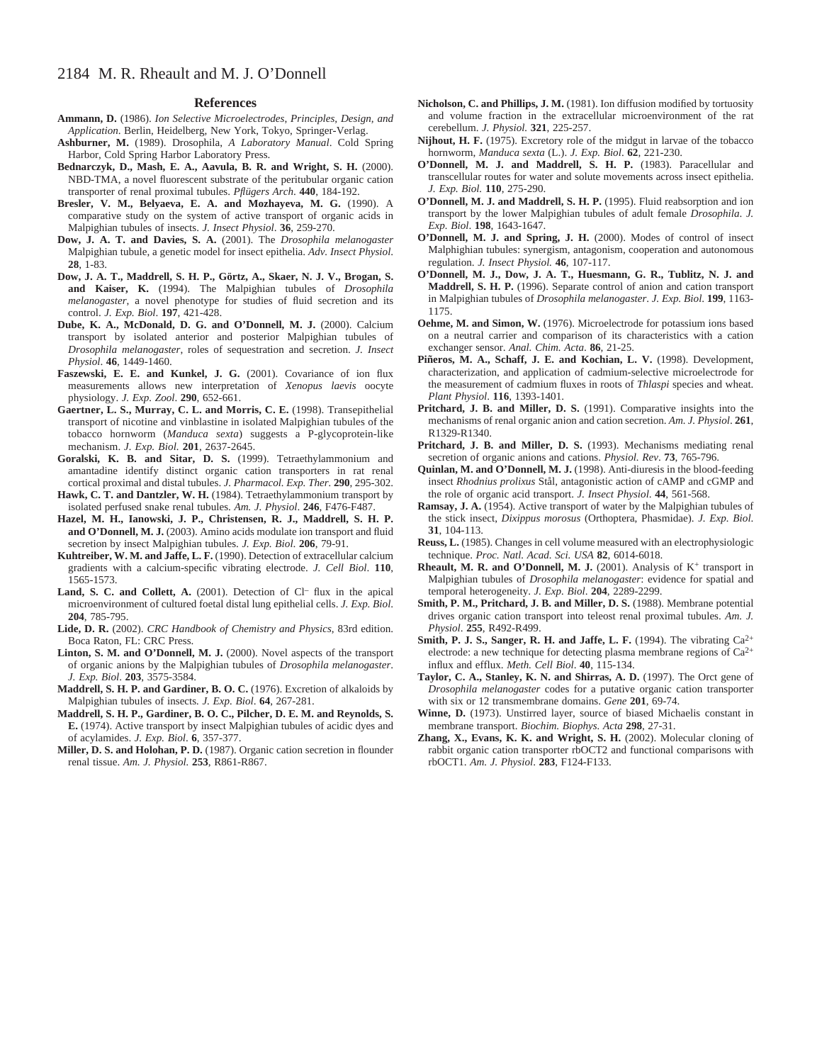## References

**Ammann, D.** (1986). *Ion Selective Microelectrodes, Principles, Design, and Application*. Berlin, Heidelberg, New York, Tokyo, Springer-Verlag.

**Ashburner, M.** (1989). Drosophila, *A Laboratory Manual*. Cold Spring Harbor, Cold Spring Harbor Laboratory Press.

**Bednarczyk, D., Mash, E. A., Aavula, B. R. and Wright, S. H.** (2000). NBD-TMA, a novel fluorescent substrate of the peritubular organic cation transporter of renal proximal tubules. *Pflügers Arch*. **440**, 184-192.

**Bresler, V. M., Belyaeva, E. A. and Mozhayeva, M. G.** (1990). A comparative study on the system of active transport of organic acids in Malpighian tubules of insects. *J. Insect Physiol*. **36**, 259-270.

**Dow, J. A. T. and Davies, S. A.** (2001). The *Drosophila melanogaster* Malpighian tubule, a genetic model for insect epithelia. *Adv. Insect Physiol.* **28**, 1-83.

**Dow, J. A. T., Maddrell, S. H. P., Görtz, A., Skaer, N. J. V., Brogan, S. and Kaiser, K.** (1994). The Malpighian tubules of *Drosophila melanogaster*, a novel phenotype for studies of fluid secretion and its control. *J. Exp. Biol*. **197**, 421-428.

**Dube, K. A., McDonald, D. G. and O'Donnell, M. J.** (2000). Calcium transport by isolated anterior and posterior Malpighian tubules of *Drosophila melanogaster*, roles of sequestration and secretion. *J. Insect Physiol*. **46**, 1449-1460.

**Faszewski, E. E. and Kunkel, J. G.** (2001). Covariance of ion flux measurements allows new interpretation of *Xenopus laevis* oocyte physiology. *J. Exp. Zool*. **290**, 652-661.

**Gaertner, L. S., Murray, C. L. and Morris, C. E.** (1998). Transepithelial transport of nicotine and vinblastine in isolated Malpighian tubules of the tobacco hornworm (*Manduca sexta*) suggests a P-glycoprotein-like mechanism. *J. Exp. Biol.* **201**, 2637-2645.

**Goralski, K. B. and Sitar, D. S.** (1999). Tetraethylammonium and amantadine identify distinct organic cation transporters in rat renal cortical proximal and distal tubules. *J. Pharmacol. Exp. Ther.* **290**, 295-302.

**Hawk, C. T. and Dantzler, W. H.** (1984). Tetraethylammonium transport by isolated perfused snake renal tubules. *Am. J. Physiol*. **246**, F476-F487.

**Hazel, M. H., Ianowski, J. P., Christensen, R. J., Maddrell, S. H. P. and O'Donnell, M. J.** (2003). Amino acids modulate ion transport and fluid secretion by insect Malpighian tubules. *J. Exp. Biol.* **206**, 79-91.

**Kuhtreiber, W. M. and Jaffe, L. F.** (1990). Detection of extracellular calcium gradients with a calcium-specific vibrating electrode. *J. Cell Biol*. **110**, 1565-1573.

**Land, S. C. and Collett, A.** (2001). Detection of $Cl^-$ flux in the apical microenvironment of cultured foetal distal lung epithelial cells. *J. Exp. Biol.* **204**, 785-795.

**Lide, D. R.** (2002). *CRC Handbook of Chemistry and Physics*, 83rd edition. Boca Raton, FL: CRC Press.

**Linton, S. M. and O'Donnell, M. J.** (2000). Novel aspects of the transport of organic anions by the Malpighian tubules of *Drosophila melanogaster*. *J. Exp. Biol*. **203**, 3575-3584.

**Maddrell, S. H. P. and Gardiner, B. O. C.** (1976). Excretion of alkaloids by Malpighian tubules of insects. *J. Exp. Biol*. **64**, 267-281.

**Maddrell, S. H. P., Gardiner, B. O. C., Pilcher, D. E. M. and Reynolds, S. E.** (1974). Active transport by insect Malpighian tubules of acidic dyes and of acylamides. *J. Exp. Biol*. **6**, 357-377.

**Miller, D. S. and Holohan, P. D.** (1987). Organic cation secretion in flounder renal tissue. *Am. J. Physiol.* **253**, R861-R867.

**Nicholson, C. and Phillips, J. M.** (1981). Ion diffusion modified by tortuosity and volume fraction in the extracellular microenvironment of the rat cerebellum. *J. Physiol.* **321**, 225-257.

**Nijhout, H. F.** (1975). Excretory role of the midgut in larvae of the tobacco hornworm, *Manduca sexta* (L.). *J. Exp. Biol*. **62**, 221-230.

**O'Donnell, M. J. and Maddrell, S. H. P.** (1983). Paracellular and transcellular routes for water and solute movements across insect epithelia. *J. Exp. Biol.* **110**, 275-290.

**O'Donnell, M. J. and Maddrell, S. H. P.** (1995). Fluid reabsorption and ion transport by the lower Malpighian tubules of adult female *Drosophila*. *J. Exp. Biol*. **198**, 1643-1647.

**O'Donnell, M. J. and Spring, J. H.** (2000). Modes of control of insect Malphighian tubules: synergism, antagonism, cooperation and autonomous regulation. *J. Insect Physiol.* **46**, 107-117.

**O'Donnell, M. J., Dow, J. A. T., Huesmann, G. R., Tublitz, N. J. and Maddrell, S. H. P.** (1996). Separate control of anion and cation transport in Malpighian tubules of *Drosophila melanogaster*. *J. Exp. Biol*. **199**, 1163-1175.

**Oehme, M. and Simon, W.** (1976). Microelectrode for potassium ions based on a neutral carrier and comparison of its characteristics with a cation exchanger sensor. *Anal. Chim. Acta*. **86**, 21-25.

**Piñeros, M. A., Schaff, J. E. and Kochian, L. V.** (1998). Development, characterization, and application of cadmium-selective microelectrode for the measurement of cadmium fluxes in roots of *Thlaspi* species and wheat. *Plant Physiol*. **116**, 1393-1401.

**Pritchard, J. B. and Miller, D. S.** (1991). Comparative insights into the mechanisms of renal organic anion and cation secretion. *Am. J. Physiol*. **261**, R1329-R1340.

**Pritchard, J. B. and Miller, D. S.** (1993). Mechanisms mediating renal secretion of organic anions and cations. *Physiol. Rev*. **73**, 765-796.

**Quinlan, M. and O'Donnell, M. J.** (1998). Anti-diuresis in the blood-feeding insect *Rhodnius prolixus* Stål, antagonistic action of cAMP and cGMP and the role of organic acid transport. *J. Insect Physiol*. **44**, 561-568.

**Ramsay, J. A.** (1954). Active transport of water by the Malpighian tubules of the stick insect, *Dixippus morosus* (Orthoptera, Phasmidae). *J. Exp. Biol.* **31**, 104-113.

**Reuss, L.** (1985). Changes in cell volume measured with an electrophysiologic technique. *Proc. Natl. Acad. Sci. USA* **82**, 6014-6018.

**Rheault, M. R. and O'Donnell, M. J.** (2001). Analysis of $K^+$ transport in Malpighian tubules of *Drosophila melanogaster*: evidence for spatial and temporal heterogeneity. *J. Exp. Biol*. **204**, 2289-2299.

**Smith, P. M., Pritchard, J. B. and Miller, D. S.** (1988). Membrane potential drives organic cation transport into teleost renal proximal tubules. *Am. J. Physiol*. **255**, R492-R499.

**Smith, P. J. S., Sanger, R. H. and Jaffe, L. F.** (1994). The vibrating $Ca^{2+}$ electrode: a new technique for detecting plasma membrane regions of $Ca^{2+}$ influx and efflux. *Meth. Cell Biol*. **40**, 115-134.

**Taylor, C. A., Stanley, K. N. and Shirras, A. D.** (1997). The Orct gene of *Drosophila melanogaster* codes for a putative organic cation transporter with six or 12 transmembrane domains. *Gene* **201**, 69-74.

**Winne, D.** (1973). Unstirred layer, source of biased Michaelis constant in membrane transport. *Biochim. Biophys. Acta* **298**, 27-31.

**Zhang, X., Evans, K. K. and Wright, S. H.** (2002). Molecular cloning of rabbit organic cation transporter rbOCT2 and functional comparisons with rbOCT1. *Am. J. Physiol*. **283**, F124-F133.